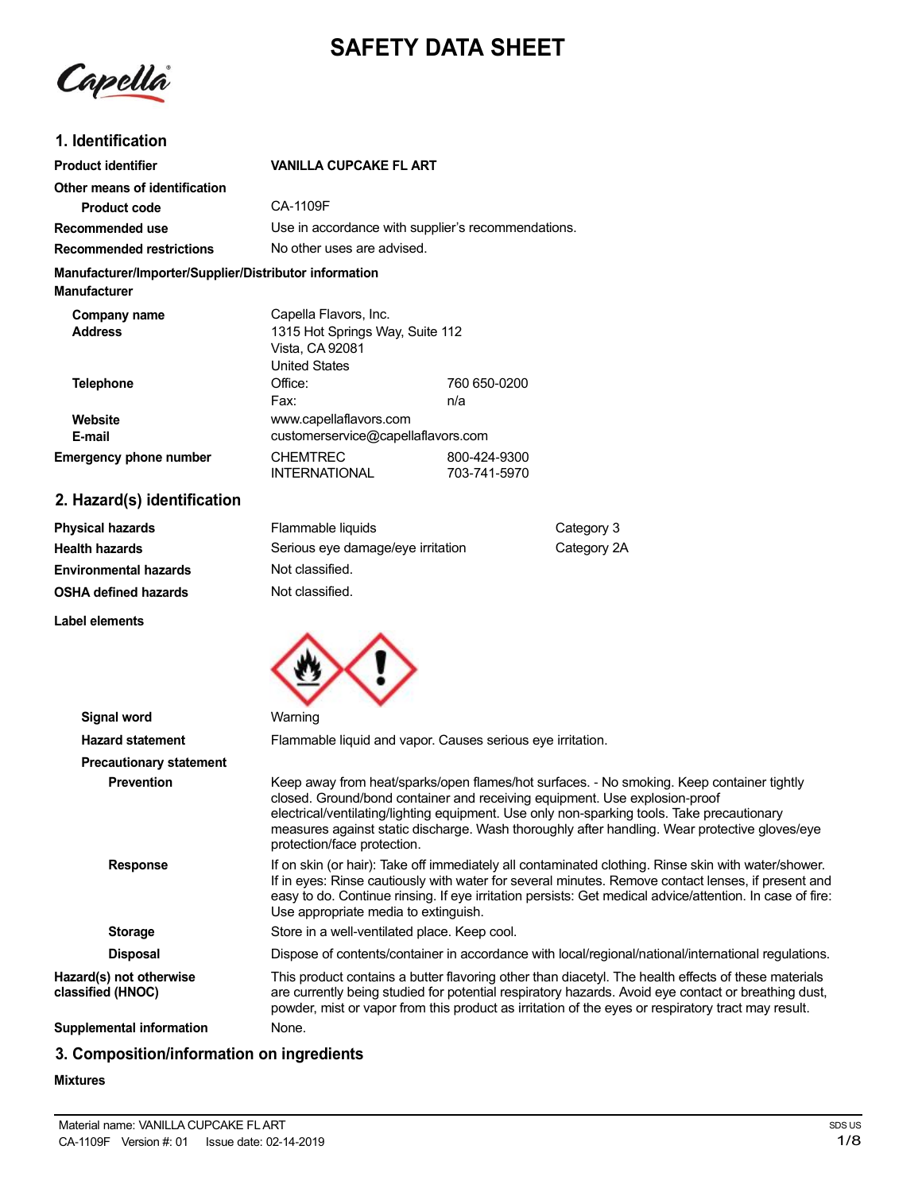# SAFETY DATA SHEET

## 1. Identification

| | | |
|---|---|---|
| **Product identifier** | **VANILLA CUPCAKE FL ART** | |
| **Other means of identification** | | |
| **Product code** | CA-1109F | |
| **Recommended use** | Use in accordance with supplier's recommendations. | |
| **Recommended restrictions** | No other uses are advised. | |

**Manufacturer/Importer/Supplier/Distributor information**

**Manufacturer**

| | | |
|---|---|---|
| **Company name** | Capella Flavors, Inc. | |
| **Address** | 1315 Hot Springs Way, Suite 112<br>Vista, CA 92081<br>United States | |
| **Telephone** | Office: | 760 650-0200 |
| | Fax: | n/a |
| **Website** | www.capellaflavors.com | |
| **E-mail** | customerservice@capellaflavors.com | |
| **Emergency phone number** | CHEMTREC | 800-424-9300 |
| | INTERNATIONAL | 703-741-5970 |

## 2. Hazard(s) identification

| | | |
|---|---|---|
| **Physical hazards** | Flammable liquids | Category 3 |
| **Health hazards** | Serious eye damage/eye irritation | Category 2A |
| **Environmental hazards** | Not classified. | |
| **OSHA defined hazards** | Not classified. | |

**Label elements**

**Signal word** Warning

**Hazard statement** Flammable liquid and vapor. Causes serious eye irritation.

**Precautionary statement**

**Prevention** Keep away from heat/sparks/open flames/hot surfaces. - No smoking. Keep container tightly closed. Ground/bond container and receiving equipment. Use explosion-proof electrical/ventilating/lighting equipment. Use only non-sparking tools. Take precautionary measures against static discharge. Wash thoroughly after handling. Wear protective gloves/eye protection/face protection.

**Response** If on skin (or hair): Take off immediately all contaminated clothing. Rinse skin with water/shower. If in eyes: Rinse cautiously with water for several minutes. Remove contact lenses, if present and easy to do. Continue rinsing. If eye irritation persists: Get medical advice/attention. In case of fire: Use appropriate media to extinguish.

**Storage** Store in a well-ventilated place. Keep cool.

**Disposal** Dispose of contents/container in accordance with local/regional/national/international regulations.

**Hazard(s) not otherwise classified (HNOC)** This product contains a butter flavoring other than diacetyl. The health effects of these materials are currently being studied for potential respiratory hazards. Avoid eye contact or breathing dust, powder, mist or vapor from this product as irritation of the eyes or respiratory tract may result.

**Supplemental information** None.

## 3. Composition/information on ingredients

**Mixtures**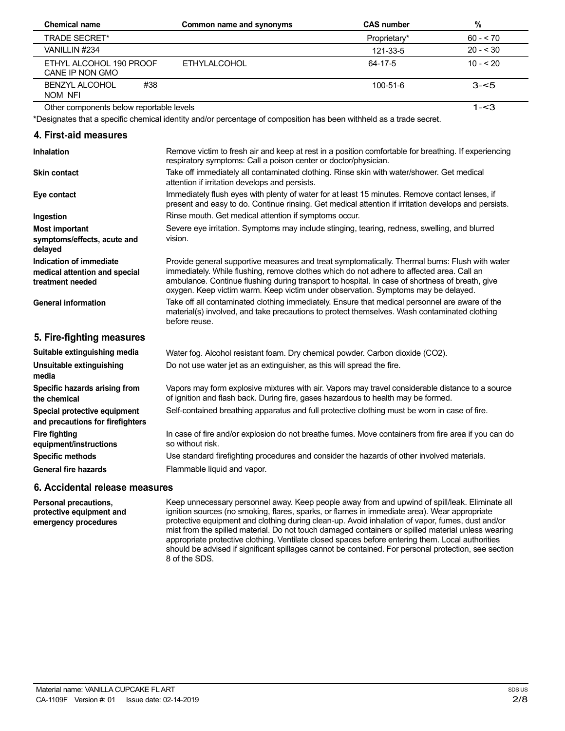| Chemical name | Common name and synonyms | CAS number | % |
|---|---|---|---|
| TRADE SECRET* | | Proprietary* | 60 - < 70 |
| VANILLIN #234 | | 121-33-5 | 20 - < 30 |
| ETHYL ALCOHOL 190 PROOF CANE IP NON GMO | ETHYLALCOHOL | 64-17-5 | 10 - < 20 |
| BENZYL ALCOHOL #38 NOM NFI | | 100-51-6 | 3-<5 |
| Other components below reportable levels | | | 1-<3 |

*Designates that a specific chemical identity and/or percentage of composition has been withheld as a trade secret.

## 4. First-aid measures

**Inhalation**
Remove victim to fresh air and keep at rest in a position comfortable for breathing. If experiencing respiratory symptoms: Call a poison center or doctor/physician.

**Skin contact**
Take off immediately all contaminated clothing. Rinse skin with water/shower. Get medical attention if irritation develops and persists.

**Eye contact**
Immediately flush eyes with plenty of water for at least 15 minutes. Remove contact lenses, if present and easy to do. Continue rinsing. Get medical attention if irritation develops and persists.

**Ingestion**
Rinse mouth. Get medical attention if symptoms occur.

**Most important symptoms/effects, acute and delayed**
Severe eye irritation. Symptoms may include stinging, tearing, redness, swelling, and blurred vision.

**Indication of immediate medical attention and special treatment needed**
Provide general supportive measures and treat symptomatically. Thermal burns: Flush with water immediately. While flushing, remove clothes which do not adhere to affected area. Call an ambulance. Continue flushing during transport to hospital. In case of shortness of breath, give oxygen. Keep victim warm. Keep victim under observation. Symptoms may be delayed.

**General information**
Take off all contaminated clothing immediately. Ensure that medical personnel are aware of the material(s) involved, and take precautions to protect themselves. Wash contaminated clothing before reuse.

## 5. Fire-fighting measures

**Suitable extinguishing media**
Water fog. Alcohol resistant foam. Dry chemical powder. Carbon dioxide ($CO_2$).

**Unsuitable extinguishing media**
Do not use water jet as an extinguisher, as this will spread the fire.

**Specific hazards arising from the chemical**
Vapors may form explosive mixtures with air. Vapors may travel considerable distance to a source of ignition and flash back. During fire, gases hazardous to health may be formed.

**Special protective equipment and precautions for firefighters**
Self-contained breathing apparatus and full protective clothing must be worn in case of fire.

**Fire fighting equipment/instructions**
In case of fire and/or explosion do not breathe fumes. Move containers from fire area if you can do so without risk.

**Specific methods**
Use standard firefighting procedures and consider the hazards of other involved materials.

**General fire hazards**
Flammable liquid and vapor.

## 6. Accidental release measures

**Personal precautions, protective equipment and emergency procedures**
Keep unnecessary personnel away. Keep people away from and upwind of spill/leak. Eliminate all ignition sources (no smoking, flares, sparks, or flames in immediate area). Wear appropriate protective equipment and clothing during clean-up. Avoid inhalation of vapor, fumes, dust and/or mist from the spilled material. Do not touch damaged containers or spilled material unless wearing appropriate protective clothing. Ventilate closed spaces before entering them. Local authorities should be advised if significant spillages cannot be contained. For personal protection, see section 8 of the SDS.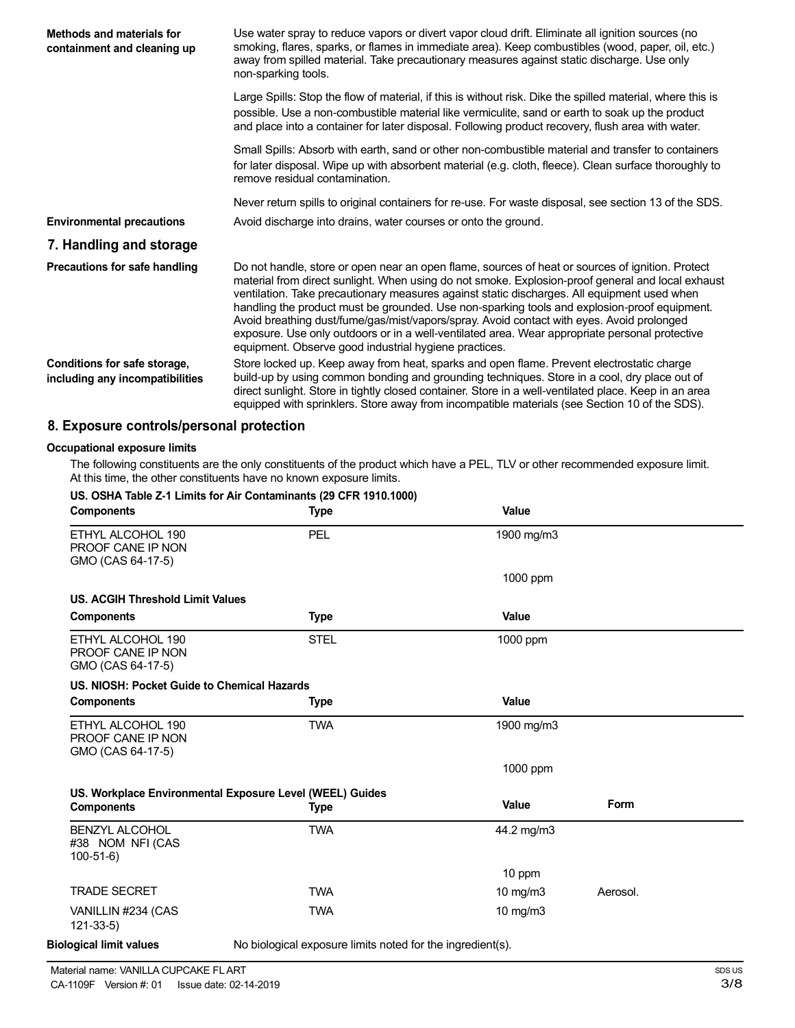**Methods and materials for containment and cleaning up**

Use water spray to reduce vapors or divert vapor cloud drift. Eliminate all ignition sources (no smoking, flares, sparks, or flames in immediate area). Keep combustibles (wood, paper, oil, etc.) away from spilled material. Take precautionary measures against static discharge. Use only non-sparking tools.

Large Spills: Stop the flow of material, if this is without risk. Dike the spilled material, where this is possible. Use a non-combustible material like vermiculite, sand or earth to soak up the product and place into a container for later disposal. Following product recovery, flush area with water.

Small Spills: Absorb with earth, sand or other non-combustible material and transfer to containers for later disposal. Wipe up with absorbent material (e.g. cloth, fleece). Clean surface thoroughly to remove residual contamination.

Never return spills to original containers for re-use. For waste disposal, see section 13 of the SDS.

**Environmental precautions**

Avoid discharge into drains, water courses or onto the ground.

## 7. Handling and storage

**Precautions for safe handling**

Do not handle, store or open near an open flame, sources of heat or sources of ignition. Protect material from direct sunlight. When using do not smoke. Explosion-proof general and local exhaust ventilation. Take precautionary measures against static discharges. All equipment used when handling the product must be grounded. Use non-sparking tools and explosion-proof equipment. Avoid breathing dust/fume/gas/mist/vapors/spray. Avoid contact with eyes. Avoid prolonged exposure. Use only outdoors or in a well-ventilated area. Wear appropriate personal protective equipment. Observe good industrial hygiene practices.

**Conditions for safe storage, including any incompatibilities**

Store locked up. Keep away from heat, sparks and open flame. Prevent electrostatic charge build-up by using common bonding and grounding techniques. Store in a cool, dry place out of direct sunlight. Store in tightly closed container. Store in a well-ventilated place. Keep in an area equipped with sprinklers. Store away from incompatible materials (see Section 10 of the SDS).

## 8. Exposure controls/personal protection

**Occupational exposure limits**

The following constituents are the only constituents of the product which have a PEL, TLV or other recommended exposure limit. At this time, the other constituents have no known exposure limits.

**US. OSHA Table Z-1 Limits for Air Contaminants (29 CFR 1910.1000)**

| Components | Type | Value |
|---|---|---|
| ETHYL ALCOHOL 190 PROOF CANE IP NON GMO (CAS 64-17-5) | PEL | 1900 mg/m3 |
| | | 1000 ppm |

**US. ACGIH Threshold Limit Values**

| Components | Type | Value |
|---|---|---|
| ETHYL ALCOHOL 190 PROOF CANE IP NON GMO (CAS 64-17-5) | STEL | 1000 ppm |

**US. NIOSH: Pocket Guide to Chemical Hazards**

| Components | Type | Value |
|---|---|---|
| ETHYL ALCOHOL 190 PROOF CANE IP NON GMO (CAS 64-17-5) | TWA | 1900 mg/m3 |
| | | 1000 ppm |

**US. Workplace Environmental Exposure Level (WEEL) Guides**

| Components | Type | Value | Form |
|---|---|---|---|
| BENZYL ALCOHOL #38 NOM NFI (CAS 100-51-6) | TWA | 44.2 mg/m3 | |
| | | 10 ppm | |
| TRADE SECRET | TWA | 10 mg/m3 | Aerosol. |
| VANILLIN #234 (CAS 121-33-5) | TWA | 10 mg/m3 | |

**Biological limit values**

No biological exposure limits noted for the ingredient(s).

Material name: VANILLA CUPCAKE FL ART
CA-1109F Version #: 01 Issue date: 02-14-2019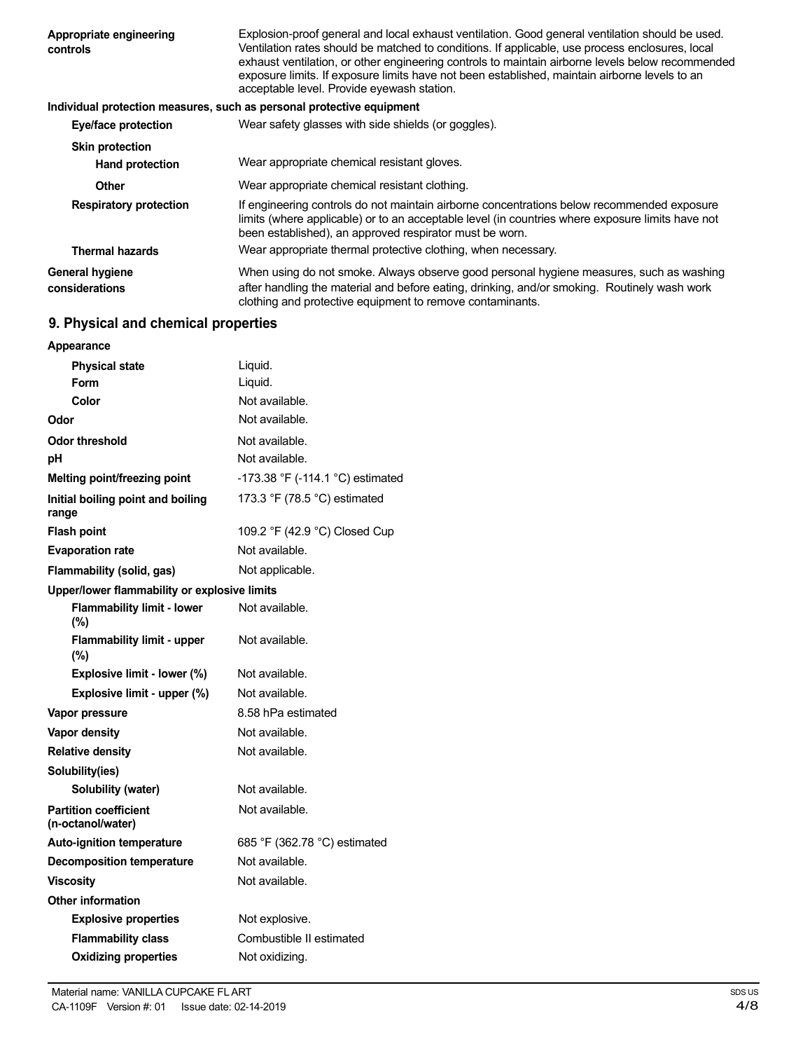| | |
|---|---|
| **Appropriate engineering controls** | Explosion-proof general and local exhaust ventilation. Good general ventilation should be used. Ventilation rates should be matched to conditions. If applicable, use process enclosures, local exhaust ventilation, or other engineering controls to maintain airborne levels below recommended exposure limits. If exposure limits have not been established, maintain airborne levels to an acceptable level. Provide eyewash station. |

**Individual protection measures, such as personal protective equipment**

| | |
|---|---|
| **Eye/face protection** | Wear safety glasses with side shields (or goggles). |
| **Skin protection** | |
| **Hand protection** | Wear appropriate chemical resistant gloves. |
| **Other** | Wear appropriate chemical resistant clothing. |
| **Respiratory protection** | If engineering controls do not maintain airborne concentrations below recommended exposure limits (where applicable) or to an acceptable level (in countries where exposure limits have not been established), an approved respirator must be worn. |
| **Thermal hazards** | Wear appropriate thermal protective clothing, when necessary. |
| **General hygiene considerations** | When using do not smoke. Always observe good personal hygiene measures, such as washing after handling the material and before eating, drinking, and/or smoking. Routinely wash work clothing and protective equipment to remove contaminants. |

## 9. Physical and chemical properties

| | |
|---|---|
| **Appearance** | |
| **Physical state** | Liquid. |
| **Form** | Liquid. |
| **Color** | Not available. |
| **Odor** | Not available. |
| **Odor threshold** | Not available. |
| **pH** | Not available. |
| **Melting point/freezing point** | -173.38 °F (-114.1 °C) estimated |
| **Initial boiling point and boiling range** | 173.3 °F (78.5 °C) estimated |
| **Flash point** | 109.2 °F (42.9 °C) Closed Cup |
| **Evaporation rate** | Not available. |
| **Flammability (solid, gas)** | Not applicable. |
| **Upper/lower flammability or explosive limits** | |
| **Flammability limit - lower (%)** | Not available. |
| **Flammability limit - upper (%)** | Not available. |
| **Explosive limit - lower (%)** | Not available. |
| **Explosive limit - upper (%)** | Not available. |
| **Vapor pressure** | 8.58 hPa estimated |
| **Vapor density** | Not available. |
| **Relative density** | Not available. |
| **Solubility(ies)** | |
| **Solubility (water)** | Not available. |
| **Partition coefficient (n-octanol/water)** | Not available. |
| **Auto-ignition temperature** | 685 °F (362.78 °C) estimated |
| **Decomposition temperature** | Not available. |
| **Viscosity** | Not available. |
| **Other information** | |
| **Explosive properties** | Not explosive. |
| **Flammability class** | Combustible II estimated |
| **Oxidizing properties** | Not oxidizing. |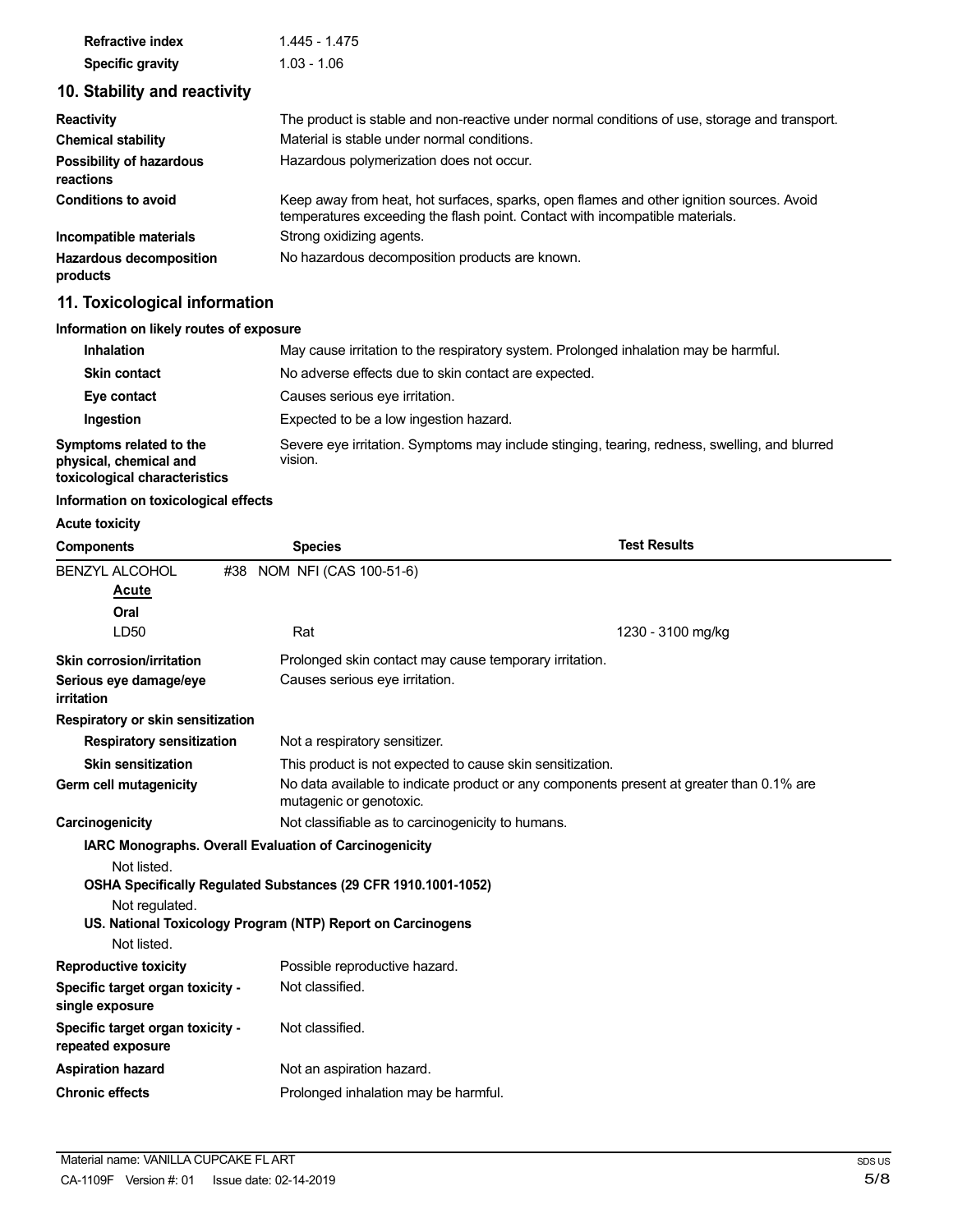| | |
|---|---|
| **Refractive index** | 1.445 - 1.475 |
| **Specific gravity** | 1.03 - 1.06 |

## 10. Stability and reactivity

| | |
|---|---|
| **Reactivity** | The product is stable and non-reactive under normal conditions of use, storage and transport. |
| **Chemical stability** | Material is stable under normal conditions. |
| **Possibility of hazardous reactions** | Hazardous polymerization does not occur. |
| **Conditions to avoid** | Keep away from heat, hot surfaces, sparks, open flames and other ignition sources. Avoid temperatures exceeding the flash point. Contact with incompatible materials. |
| **Incompatible materials** | Strong oxidizing agents. |
| **Hazardous decomposition products** | No hazardous decomposition products are known. |

## 11. Toxicological information

**Information on likely routes of exposure**

| | |
|---|---|
| **Inhalation** | May cause irritation to the respiratory system. Prolonged inhalation may be harmful. |
| **Skin contact** | No adverse effects due to skin contact are expected. |
| **Eye contact** | Causes serious eye irritation. |
| **Ingestion** | Expected to be a low ingestion hazard. |
| **Symptoms related to the physical, chemical and toxicological characteristics** | Severe eye irritation. Symptoms may include stinging, tearing, redness, swelling, and blurred vision. |

**Information on toxicological effects**

**Acute toxicity**

| Components | Species | Test Results |
|---|---|---|
| BENZYL ALCOHOL #38 NOM NFI (CAS 100-51-6) | | |
| **Acute** | | |
| **Oral** | | |
| LD50 | Rat | 1230 - 3100 mg/kg |

| | |
|---|---|
| **Skin corrosion/irritation** | Prolonged skin contact may cause temporary irritation. |
| **Serious eye damage/eye irritation** | Causes serious eye irritation. |
| **Respiratory or skin sensitization** | |
| **Respiratory sensitization** | Not a respiratory sensitizer. |
| **Skin sensitization** | This product is not expected to cause skin sensitization. |
| **Germ cell mutagenicity** | No data available to indicate product or any components present at greater than 0.1% are mutagenic or genotoxic. |
| **Carcinogenicity** | Not classifiable as to carcinogenicity to humans. |

**IARC Monographs. Overall Evaluation of Carcinogenicity**

Not listed.

**OSHA Specifically Regulated Substances (29 CFR 1910.1001-1052)**

Not regulated.

**US. National Toxicology Program (NTP) Report on Carcinogens**

Not listed.

| | |
|---|---|
| **Reproductive toxicity** | Possible reproductive hazard. |
| **Specific target organ toxicity - single exposure** | Not classified. |
| **Specific target organ toxicity - repeated exposure** | Not classified. |
| **Aspiration hazard** | Not an aspiration hazard. |
| **Chronic effects** | Prolonged inhalation may be harmful. |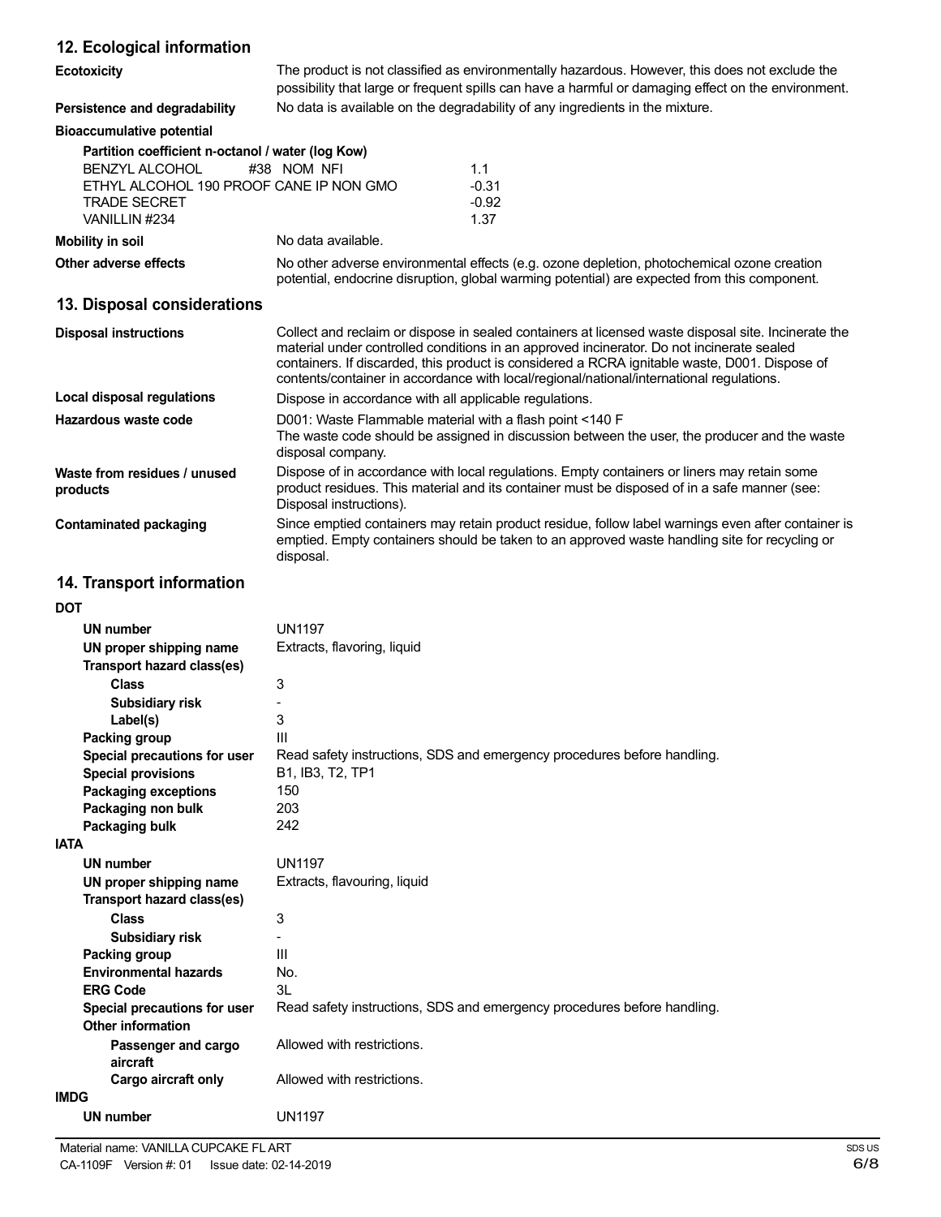## 12. Ecological information

| | |
|---|---|
| **Ecotoxicity** | The product is not classified as environmentally hazardous. However, this does not exclude the possibility that large or frequent spills can have a harmful or damaging effect on the environment. |
| **Persistence and degradability** | No data is available on the degradability of any ingredients in the mixture. |

**Bioaccumulative potential**

**Partition coefficient n-octanol / water (log Kow)**

| | |
|---|---|
| BENZYL ALCOHOL #38 NOM NFI | 1.1 |
| ETHYL ALCOHOL 190 PROOF CANE IP NON GMO | -0.31 |
| TRADE SECRET | -0.92 |
| VANILLIN #234 | 1.37 |

| | |
|---|---|
| **Mobility in soil** | No data available. |
| **Other adverse effects** | No other adverse environmental effects (e.g. ozone depletion, photochemical ozone creation potential, endocrine disruption, global warming potential) are expected from this component. |

## 13. Disposal considerations

| | |
|---|---|
| **Disposal instructions** | Collect and reclaim or dispose in sealed containers at licensed waste disposal site. Incinerate the material under controlled conditions in an approved incinerator. Do not incinerate sealed containers. If discarded, this product is considered a RCRA ignitable waste, D001. Dispose of contents/container in accordance with local/regional/national/international regulations. |
| **Local disposal regulations** | Dispose in accordance with all applicable regulations. |
| **Hazardous waste code** | D001: Waste Flammable material with a flash point <140 F<br>The waste code should be assigned in discussion between the user, the producer and the waste disposal company. |
| **Waste from residues / unused products** | Dispose of in accordance with local regulations. Empty containers or liners may retain some product residues. This material and its container must be disposed of in a safe manner (see: Disposal instructions). |
| **Contaminated packaging** | Since emptied containers may retain product residue, follow label warnings even after container is emptied. Empty containers should be taken to an approved waste handling site for recycling or disposal. |

## 14. Transport information

**DOT**

| | |
|---|---|
| **UN number** | UN1197 |
| **UN proper shipping name** | Extracts, flavoring, liquid |
| **Transport hazard class(es)** | |
| **Class** | 3 |
| **Subsidiary risk** | - |
| **Label(s)** | 3 |
| **Packing group** | III |
| **Special precautions for user** | Read safety instructions, SDS and emergency procedures before handling. |
| **Special provisions** | B1, IB3, T2, TP1 |
| **Packaging exceptions** | 150 |
| **Packaging non bulk** | 203 |
| **Packaging bulk** | 242 |

**IATA**

| | |
|---|---|
| **UN number** | UN1197 |
| **UN proper shipping name** | Extracts, flavouring, liquid |
| **Transport hazard class(es)** | |
| **Class** | 3 |
| **Subsidiary risk** | - |
| **Packing group** | III |
| **Environmental hazards** | No. |
| **ERG Code** | 3L |
| **Special precautions for user** | Read safety instructions, SDS and emergency procedures before handling. |
| **Other information** | |
| **Passenger and cargo aircraft** | Allowed with restrictions. |
| **Cargo aircraft only** | Allowed with restrictions. |

**IMDG**

| | |
|---|---|
| **UN number** | UN1197 |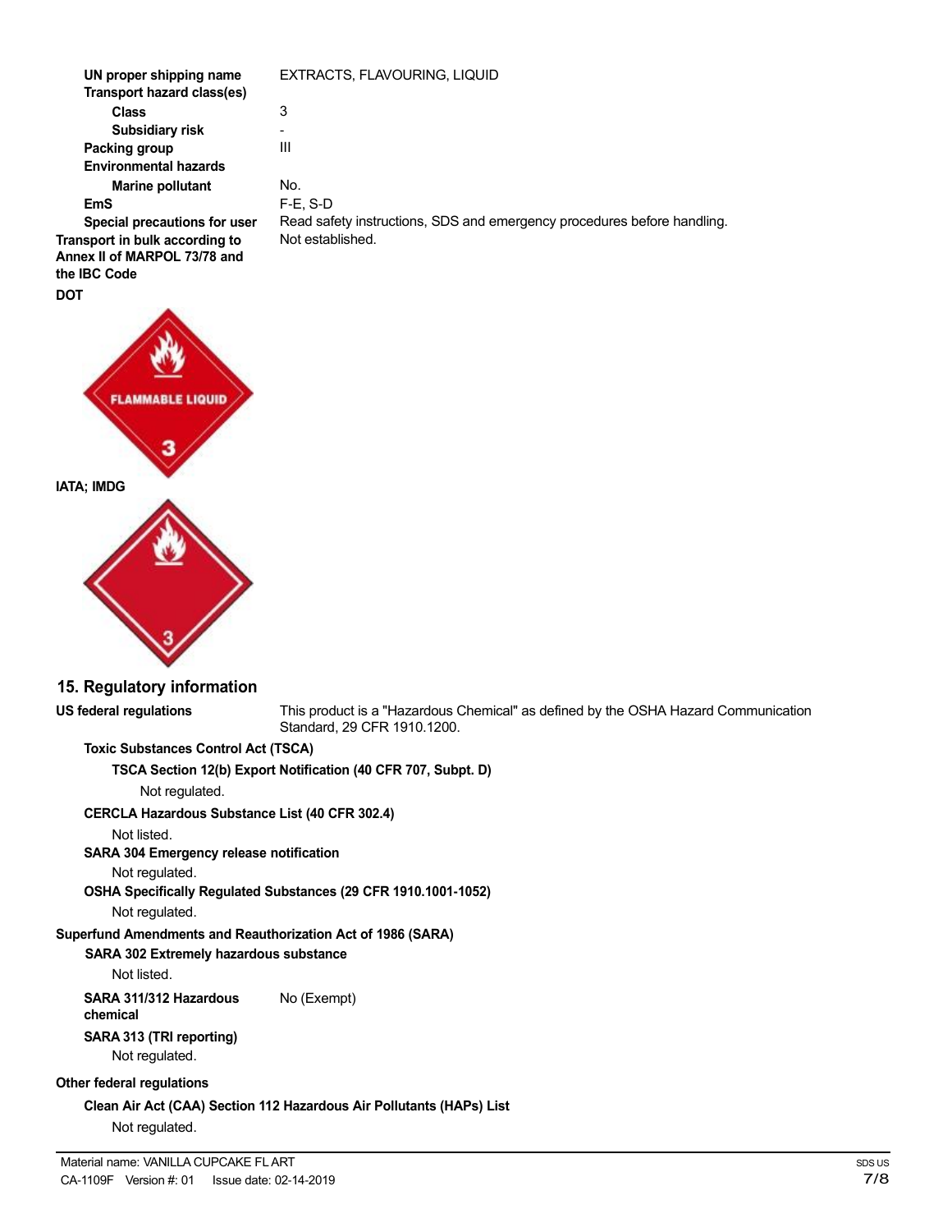**UN proper shipping name** EXTRACTS, FLAVOURING, LIQUID

**Transport hazard class(es)**

**Class** 3

**Subsidiary risk** -

**Packing group** III

**Environmental hazards**

**Marine pollutant** No.

**EmS** F-E, S-D

**Special precautions for user** Read safety instructions, SDS and emergency procedures before handling.

**Transport in bulk according to Annex II of MARPOL 73/78 and the IBC Code** Not established.

**DOT**

FLAMMABLE LIQUID

3

**IATA; IMDG**

3

## 15. Regulatory information

**US federal regulations** This product is a "Hazardous Chemical" as defined by the OSHA Hazard Communication Standard, 29 CFR 1910.1200.

**Toxic Substances Control Act (TSCA)**

**TSCA Section 12(b) Export Notification (40 CFR 707, Subpt. D)**

Not regulated.

**CERCLA Hazardous Substance List (40 CFR 302.4)**

Not listed.

**SARA 304 Emergency release notification**

Not regulated.

**OSHA Specifically Regulated Substances (29 CFR 1910.1001-1052)**

Not regulated.

**Superfund Amendments and Reauthorization Act of 1986 (SARA)**

**SARA 302 Extremely hazardous substance**

Not listed.

**SARA 311/312 Hazardous chemical** No (Exempt)

**SARA 313 (TRI reporting)**

Not regulated.

**Other federal regulations**

**Clean Air Act (CAA) Section 112 Hazardous Air Pollutants (HAPs) List**

Not regulated.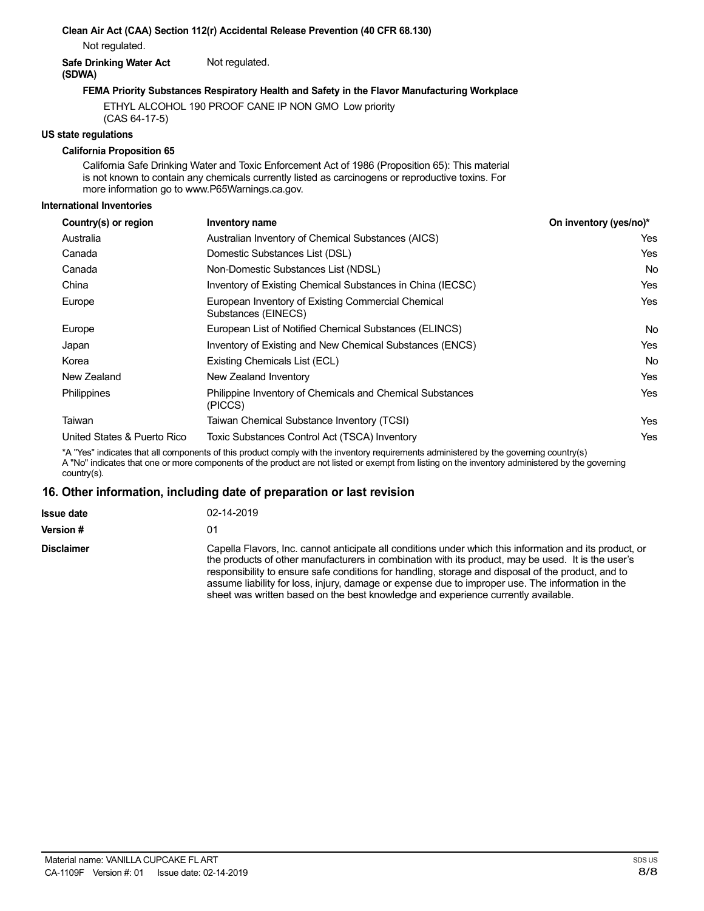**Clean Air Act (CAA) Section 112(r) Accidental Release Prevention (40 CFR 68.130)**

Not regulated.

**Safe Drinking Water Act (SDWA)** Not regulated.

**FEMA Priority Substances Respiratory Health and Safety in the Flavor Manufacturing Workplace**

ETHYL ALCOHOL 190 PROOF CANE IP NON GMO (CAS 64-17-5) Low priority

**US state regulations**

**California Proposition 65**

California Safe Drinking Water and Toxic Enforcement Act of 1986 (Proposition 65): This material is not known to contain any chemicals currently listed as carcinogens or reproductive toxins. For more information go to www.P65Warnings.ca.gov.

**International Inventories**

| Country(s) or region | Inventory name | On inventory (yes/no)* |
|---|---|---|
| Australia | Australian Inventory of Chemical Substances (AICS) | Yes |
| Canada | Domestic Substances List (DSL) | Yes |
| Canada | Non-Domestic Substances List (NDSL) | No |
| China | Inventory of Existing Chemical Substances in China (IECSC) | Yes |
| Europe | European Inventory of Existing Commercial Chemical Substances (EINECS) | Yes |
| Europe | European List of Notified Chemical Substances (ELINCS) | No |
| Japan | Inventory of Existing and New Chemical Substances (ENCS) | Yes |
| Korea | Existing Chemicals List (ECL) | No |
| New Zealand | New Zealand Inventory | Yes |
| Philippines | Philippine Inventory of Chemicals and Chemical Substances (PICCS) | Yes |
| Taiwan | Taiwan Chemical Substance Inventory (TCSI) | Yes |
| United States & Puerto Rico | Toxic Substances Control Act (TSCA) Inventory | Yes |

*A "Yes" indicates that all components of this product comply with the inventory requirements administered by the governing country(s)
A "No" indicates that one or more components of the product are not listed or exempt from listing on the inventory administered by the governing country(s).

## 16. Other information, including date of preparation or last revision

**Issue date** 02-14-2019

**Version #** 01

**Disclaimer** Capella Flavors, Inc. cannot anticipate all conditions under which this information and its product, or the products of other manufacturers in combination with its product, may be used. It is the user's responsibility to ensure safe conditions for handling, storage and disposal of the product, and to assume liability for loss, injury, damage or expense due to improper use. The information in the sheet was written based on the best knowledge and experience currently available.